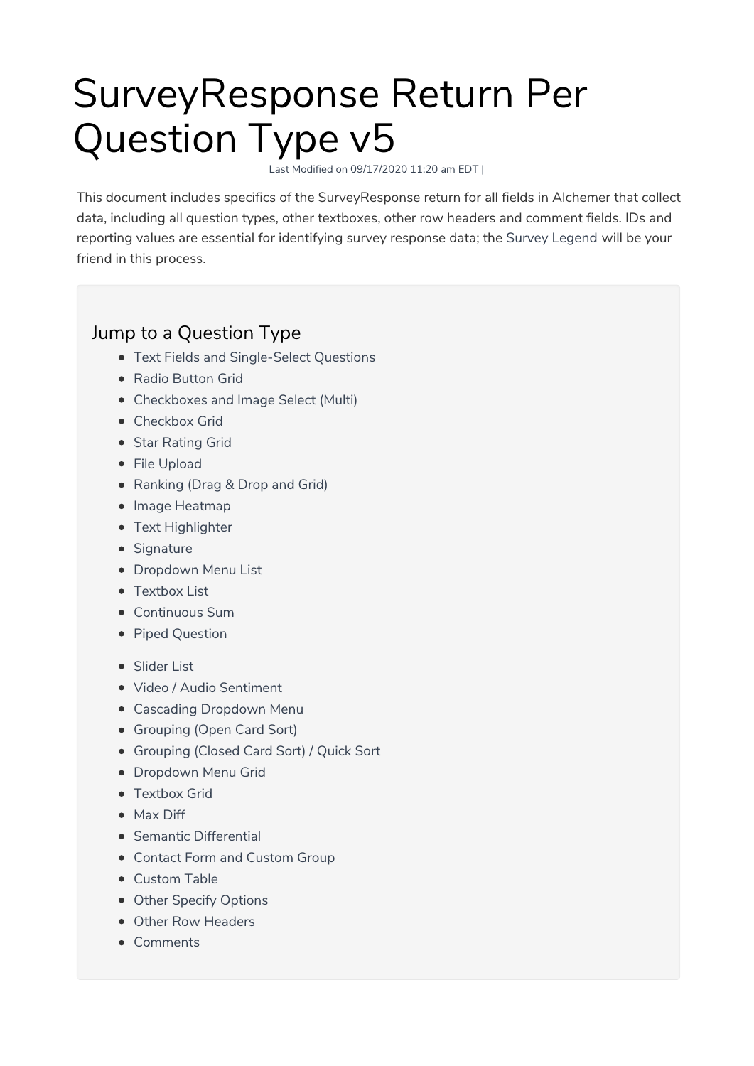# SurveyResponse Return Per Question Type v5

Last Modified on 09/17/2020 11:20 am EDT |

This document includes specifics of the SurveyResponse return for all fields in Alchemer that collect data, including all question types, other textboxes, other row headers and comment fields. IDs and reporting values are essential for identifying survey response data; the Survey Legend will be your friend in this process.

## Jump to a Question Type

- Text Fields and Single-Select Questions
- Radio Button Grid
- Checkboxes and Image Select (Multi)
- Checkbox Grid
- Star Rating Grid
- File Upload
- Ranking (Drag & Drop and Grid)
- Image Heatmap
- Text Highlighter
- Signature
- Dropdown Menu List
- Textbox List
- Continuous Sum
- Piped Question
- Slider List
- Video / Audio Sentiment
- Cascading Dropdown Menu
- Grouping (Open Card Sort)
- Grouping (Closed Card Sort) / Quick Sort
- Dropdown Menu Grid
- Textbox Grid
- Max Diff
- Semantic Differential
- Contact Form and Custom Group
- Custom Table
- Other Specify Options
- Other Row Headers
- Comments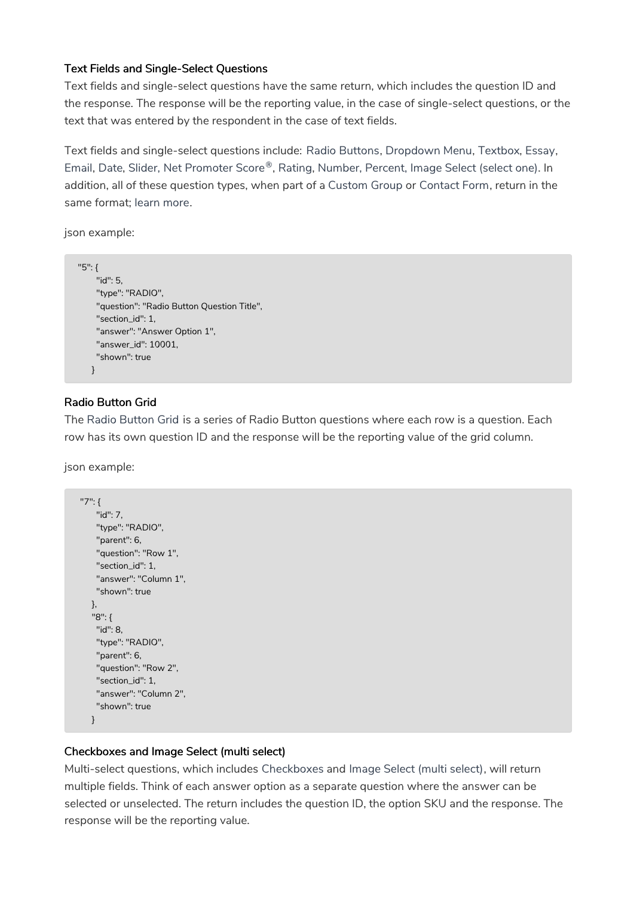### Text Fields and Single-Select Questions

Text fields and single-select questions have the same return, which includes the question ID and the response. The response will be the reporting value, in the case of single-select questions, or the text that was entered by the respondent in the case of text fields.

Text fields and single-select questions include: Radio Buttons, Dropdown Menu, Textbox, Essay, Email, Date, Slider, Net Promoter Score®, Rating, Number, Percent, Image Select (select one). In addition, all of these question types, when part of a Custom Group or Contact Form, return in the same format; learn more.

json example:

```
"5": {
     "id": 5,
     "type": "RADIO",
     "question": "Radio Button Question Title",
     "section_id": 1,
     "answer": "Answer Option 1",
     "answer_id": 10001,
     "shown": true
   }
```

### Radio Button Grid

The Radio Button Grid is a series of Radio Button questions where each row is a question. Each row has its own question ID and the response will be the reporting value of the grid column.

json example:

```
"7": {
     "id": 7,
     "type": "RADIO",
     "parent": 6,
     "question": "Row 1",
     "section_id": 1,
     "answer": "Column 1",
     "shown": true
   },
   "8": {
     "id": 8,
     "type": "RADIO",
     "parent": 6,
     "question": "Row 2",
     "section_id": 1,
     "answer": "Column 2",
     "shown": true
   }
```

### Checkboxes and Image Select (multi select)

Multi-select questions, which includes Checkboxes and Image Select (multi select), will return multiple fields. Think of each answer option as a separate question where the answer can be selected or unselected. The return includes the question ID, the option SKU and the response. The response will be the reporting value.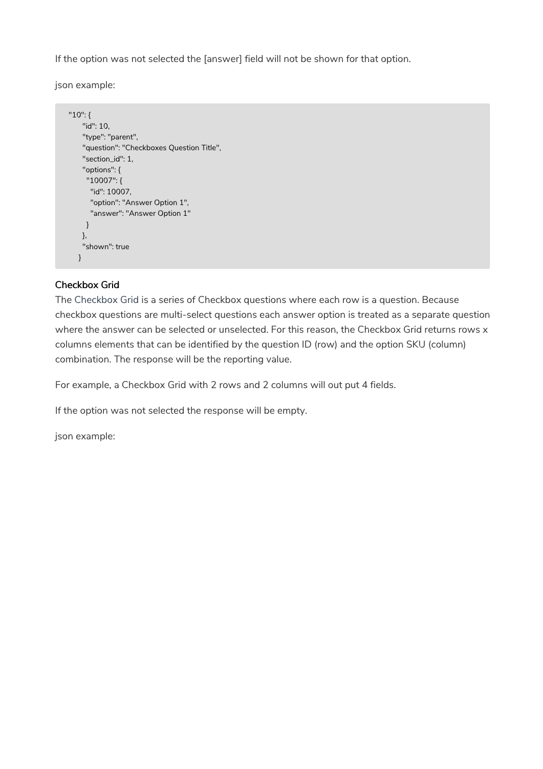If the option was not selected the [answer] field will not be shown for that option.

json example:

```
"10": {
    "id": 10,
    "type": "parent",
    "question": "Checkboxes Question Title",
    "section_id": 1,
    "options": {
      "10007": {
        "id": 10007,
        "option": "Answer Option 1",
        "answer": "Answer Option 1"
      }
    },
    "shown": true
  }
```

### Checkbox Grid

The Checkbox Grid is a series of Checkbox questions where each row is a question. Because checkbox questions are multi-select questions each answer option is treated as a separate question where the answer can be selected or unselected. For this reason, the Checkbox Grid returns rows x columns elements that can be identified by the question ID (row) and the option SKU (column) combination. The response will be the reporting value.

For example, a Checkbox Grid with 2 rows and 2 columns will out put 4 fields.

If the option was not selected the response will be empty.

json example: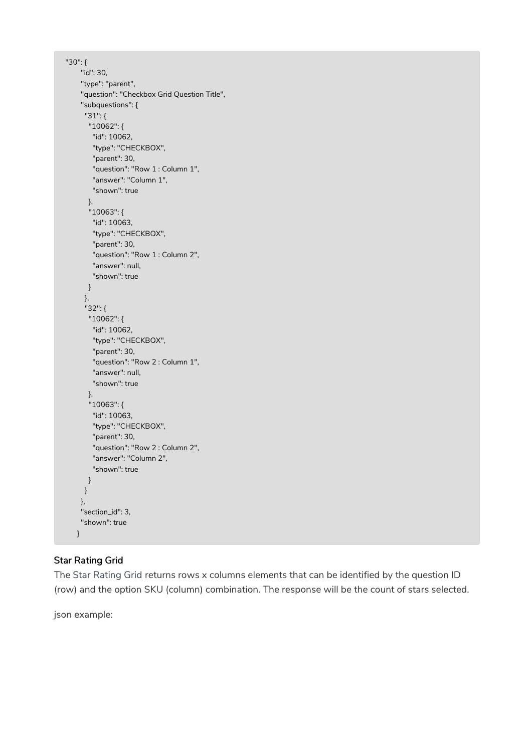```
"30": {
      "id": 30,
      "type": "parent",
      "question": "Checkbox Grid Question Title",
      "subquestions": {
       "31": {
        "10062": {
         "id": 10062,
         "type": "CHECKBOX",
         "parent": 30,
         "question": "Row 1 : Column 1",
         "answer": "Column 1",
         "shown": true
        },
        "10063": {
         "id": 10063,
         "type": "CHECKBOX",
         "parent": 30,
         "question": "Row 1 : Column 2",
         "answer": null,
         "shown": true
        }
       },
       "32": {
        "10062": {
         "id": 10062,
         "type": "CHECKBOX",
         "parent": 30,
         "question": "Row 2 : Column 1",
         "answer": null,
         "shown": true
        },
        "10063": {
         "id": 10063,
         "type": "CHECKBOX",
         "parent": 30,
         "question": "Row 2 : Column 2",
         "answer": "Column 2",
         "shown": true
        }
       }
      },
      "section_id": 3,
      "shown": true
     }
```

### Star Rating Grid

The Star Rating Grid returns rows x columns elements that can be identified by the question ID (row) and the option SKU (column) combination. The response will be the count of stars selected.

json example: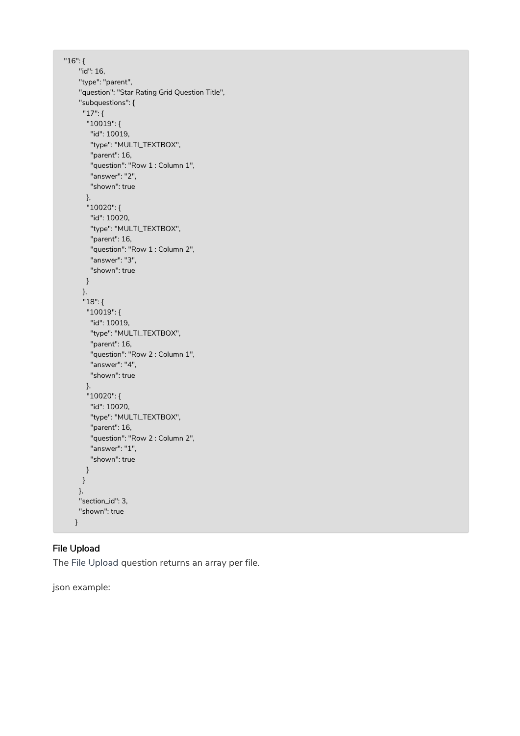```
"16": {
      "id": 16,
      "type": "parent",
      "question": "Star Rating Grid Question Title",
      "subquestions": {
       "17": {
        "10019": {
          "id": 10019,
          "type": "MULTI_TEXTBOX",
          "parent": 16,
          "question": "Row 1 : Column 1",
          "answer": "2",
          "shown": true
        },
        "10020": {
          "id": 10020,
          "type": "MULTI_TEXTBOX",
          "parent": 16,
          "question": "Row 1 : Column 2",
          "answer": "3",
          "shown": true
        }
       },
       "18": {
        "10019": {
          "id": 10019,
          "type": "MULTI_TEXTBOX",
          "parent": 16,
          "question": "Row 2 : Column 1",
          "answer": "4",
          "shown": true
        },
        "10020": {
          "id": 10020,
          "type": "MULTI_TEXTBOX",
          "parent": 16,
          "question": "Row 2 : Column 2",
          "answer": "1",
          "shown": true
        }
       }
      },
      "section_id": 3,
      "shown": true
    }
```

### File Upload

The File Upload question returns an array per file.

json example: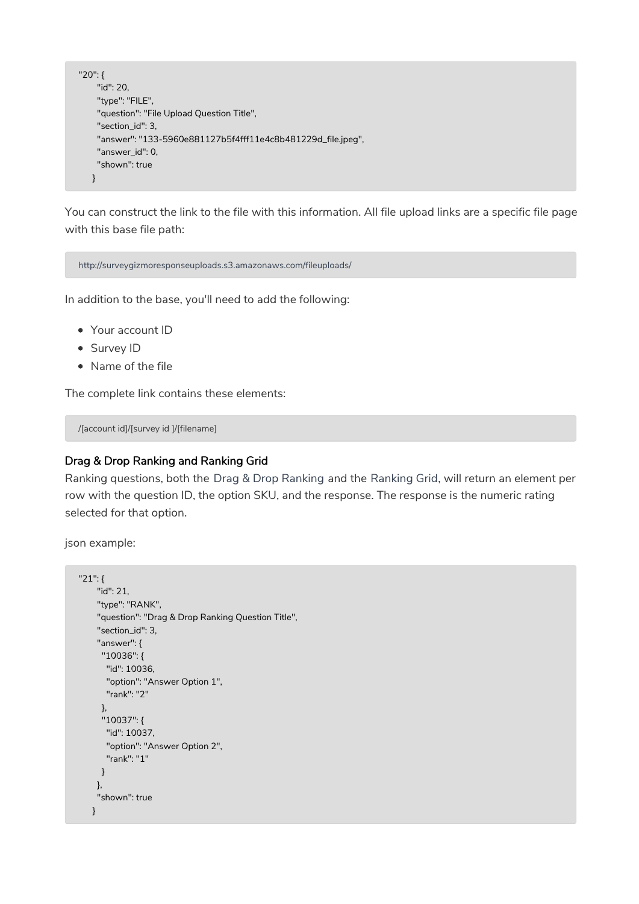```
"20": {
      "id": 20,
      "type": "FILE",
      "question": "File Upload Question Title",
      "section_id": 3,
      "answer": "133-5960e881127b5f4fff11e4c8b481229d_file.jpeg",
      "answer_id": 0,
      "shown": true
    }
```

You can construct the link to the file with this information. All file upload links are a specific file page with this base file path:

```
http://surveygizmoresponseuploads.s3.amazonaws.com/fileuploads/
```

In addition to the base, you'll need to add the following:

- Your account ID
- Survey ID
- Name of the file

The complete link contains these elements:

```
/[account id]/[survey id ]/[filename]
```

### Drag & Drop Ranking and Ranking Grid

Ranking questions, both the Drag & Drop Ranking and the Ranking Grid, will return an element per row with the question ID, the option SKU, and the response. The response is the numeric rating selected for that option.

json example:

```
"21": {
      "id": 21,
      "type": "RANK",
      "question": "Drag & Drop Ranking Question Title",
      "section_id": 3,
      "answer": {
        "10036": {
          "id": 10036,
          "option": "Answer Option 1",
          "rank": "2"
        },
        "10037": {
          "id": 10037,
          "option": "Answer Option 2",
          "rank": "1"
        }
      },
      "shown": true
    }
```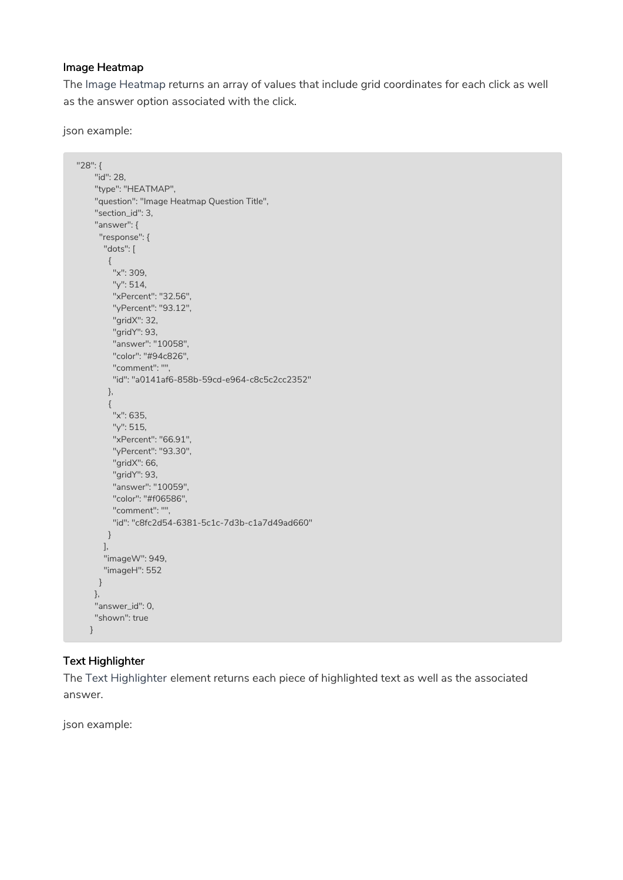### Image Heatmap

The Image Heatmap returns an array of values that include grid coordinates for each click as well as the answer option associated with the click.

json example:

```
"28": {
      "id": 28,
      "type": "HEATMAP",
      "question": "Image Heatmap Question Title",
      "section_id": 3,
      "answer": {
        "response": {
          "dots": [
            {
              "x": 309,
              "y": 514,
              "xPercent": "32.56",
              "yPercent": "93.12",
              "gridX": 32,
              "gridY": 93,
              "answer": "10058",
              "color": "#94c826",
              "comment": "",
              "id": "a0141af6-858b-59cd-e964-c8c5c2cc2352"
            },
            {
              "x": 635,
              "y": 515,
              "xPercent": "66.91",
              "yPercent": "93.30",
              "gridX": 66,
              "gridY": 93,
              "answer": "10059",
              "color": "#f06586",
              "comment": "",
              "id": "c8fc2d54-6381-5c1c-7d3b-c1a7d49ad660"
            }
          ],
          "imageW": 949,
          "imageH": 552
        }
      },
      "answer_id": 0,
      "shown": true
    }
```

### Text Highlighter

The Text Highlighter element returns each piece of highlighted text as well as the associated answer.

json example: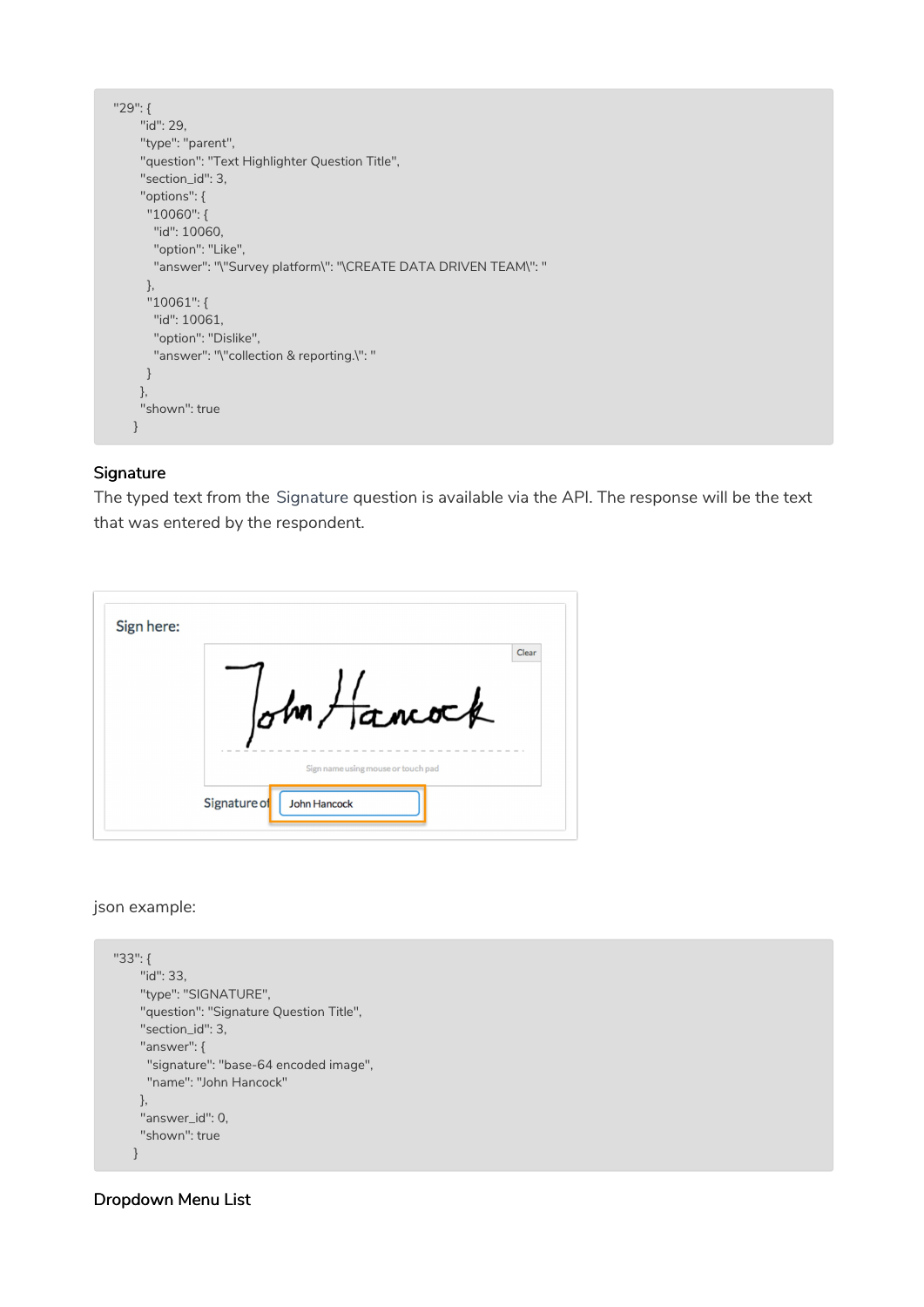```
"29": {
      "id": 29,
      "type": "parent",
      "question": "Text Highlighter Question Title",
      "section_id": 3,
      "options": {
        "10060": {
          "id": 10060,
          "option": "Like",
          "answer": "\"Survey platform\": "\CREATE DATA DRIVEN TEAM\": "
        },
        "10061": {
          "id": 10061,
          "option": "Dislike",
          "answer": "\"collection & reporting.\": "
        }
      },
      "shown": true
    }
```

### Signature

The typed text from the Signature question is available via the API. The response will be the text that was entered by the respondent.

json example:

```
"33": {
      "id": 33,
      "type": "SIGNATURE",
      "question": "Signature Question Title",
      "section_id": 3,
      "answer": {
        "signature": "base-64 encoded image",
        "name": "John Hancock"
      },
      "answer_id": 0,
      "shown": true
    }
```

### Dropdown Menu List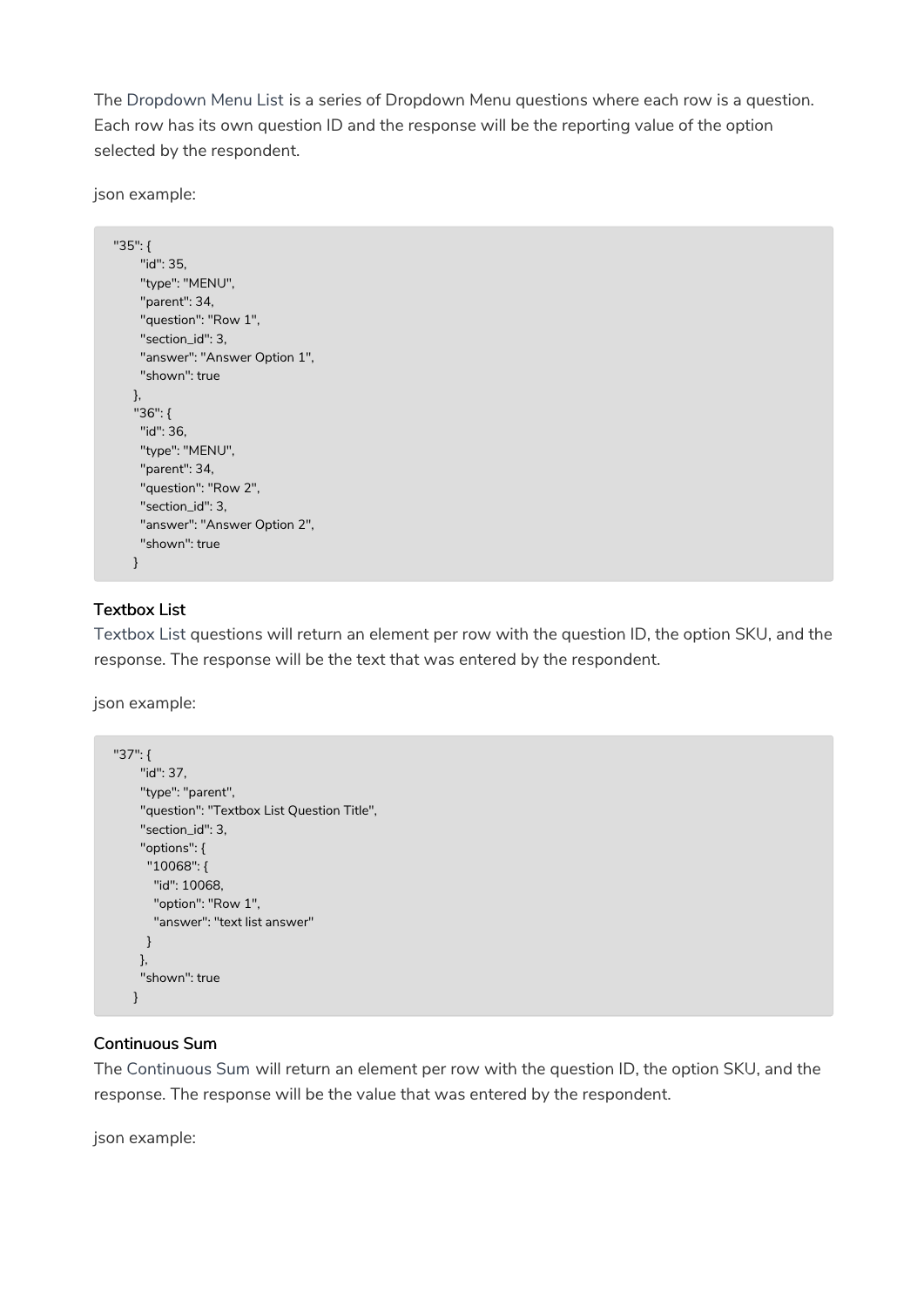The Dropdown Menu List is a series of Dropdown Menu questions where each row is a question. Each row has its own question ID and the response will be the reporting value of the option selected by the respondent.

json example:

```
"35": {
    "id": 35,
    "type": "MENU",
    "parent": 34,
    "question": "Row 1",
    "section_id": 3,
    "answer": "Answer Option 1",
    "shown": true
  },
  "36": {
    "id": 36,
    "type": "MENU",
    "parent": 34,
    "question": "Row 2",
    "section_id": 3,
    "answer": "Answer Option 2",
    "shown": true
  }
```

### Textbox List

Textbox List questions will return an element per row with the question ID, the option SKU, and the response. The response will be the text that was entered by the respondent.

json example:

```
"37": {
    "id": 37,
    "type": "parent",
    "question": "Textbox List Question Title",
    "section_id": 3,
    "options": {
      "10068": {
        "id": 10068,
        "option": "Row 1",
        "answer": "text list answer"
      }
    },
    "shown": true
  }
```

### Continuous Sum

The Continuous Sum will return an element per row with the question ID, the option SKU, and the response. The response will be the value that was entered by the respondent.

json example: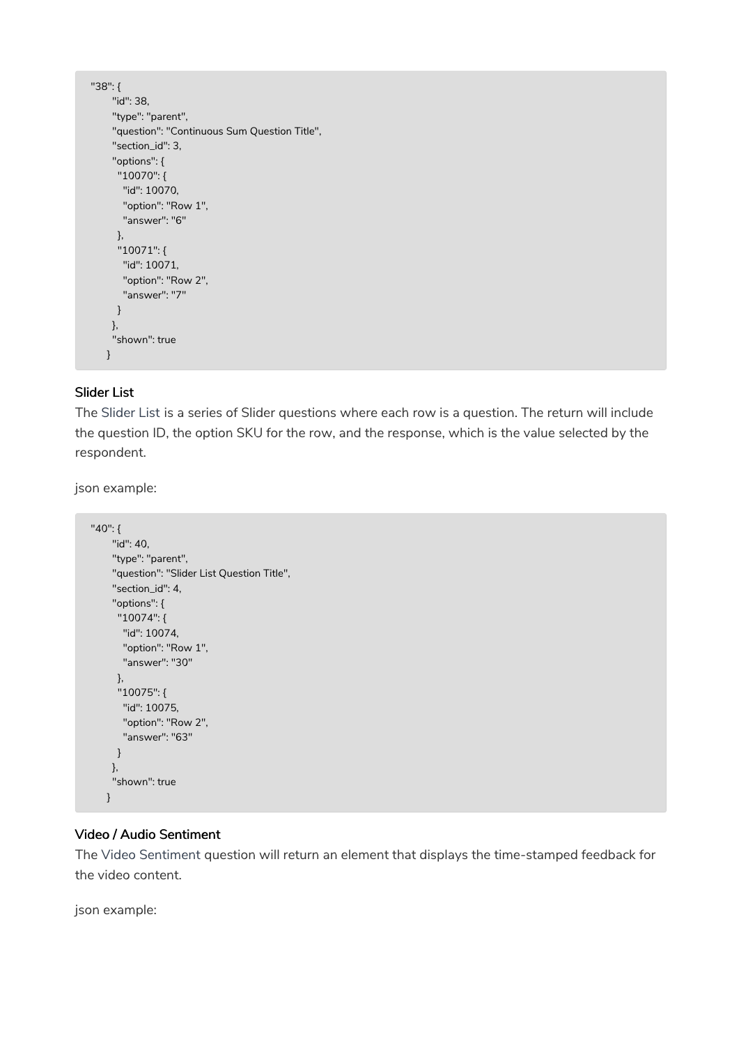```
"38": {
      "id": 38,
      "type": "parent",
      "question": "Continuous Sum Question Title",
      "section_id": 3,
      "options": {
        "10070": {
          "id": 10070,
          "option": "Row 1",
          "answer": "6"
        },
        "10071": {
          "id": 10071,
          "option": "Row 2",
          "answer": "7"
        }
      },
      "shown": true
    }
```

### Slider List

The Slider List is a series of Slider questions where each row is a question. The return will include the question ID, the option SKU for the row, and the response, which is the value selected by the respondent.

json example:

```
"40": {
      "id": 40,
      "type": "parent",
      "question": "Slider List Question Title",
      "section_id": 4,
      "options": {
        "10074": {
          "id": 10074,
          "option": "Row 1",
          "answer": "30"
        },
        "10075": {
          "id": 10075,
          "option": "Row 2",
          "answer": "63"
        }
      },
      "shown": true
    }
```

### Video / Audio Sentiment

The Video Sentiment question will return an element that displays the time-stamped feedback for the video content.

json example: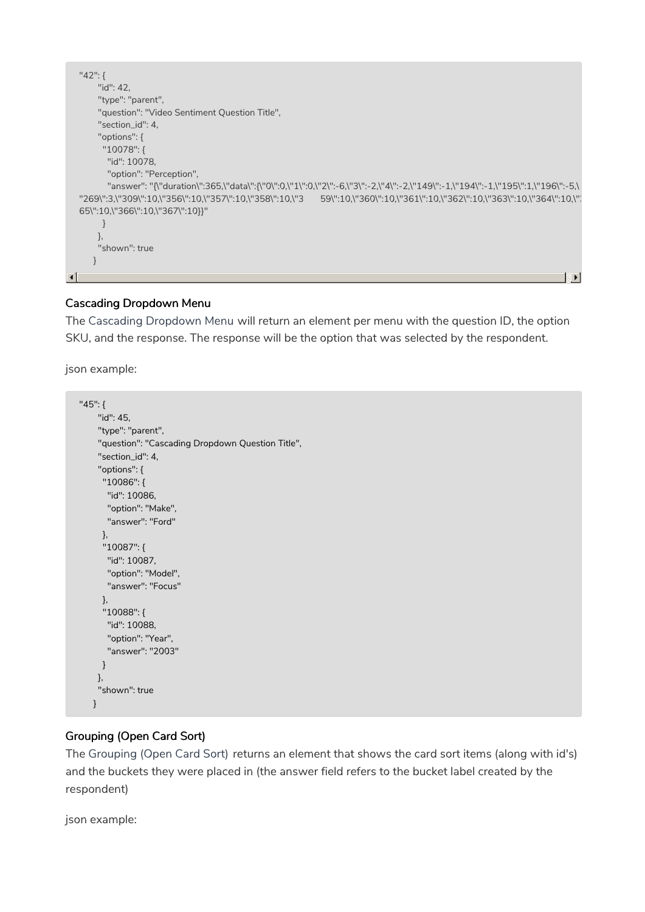```
"42": {
      "id": 42,
      "type": "parent",
      "question": "Video Sentiment Question Title",
      "section_id": 4,
      "options": {
        "10078": {
          "id": 10078,
          "option": "Perception",
          "answer": "{\"duration\":365,\"data\":{\"0\":0,\"1\":0,\"2\":-6,\"3\":-2,\"4\":-2,\"149\":-1,\"194\":-1,\"195\":1,\"196\":-5,\
"269\":3,\"309\":10,\"356\":10,\"357\":10,\"358\":10,\"3      59\":10,\"360\":10,\"361\":10,\"362\":10,\"363\":10,\"364\":10,\"3
65\":10,\"366\":10,\"367\":10}}"
        }
      },
      "shown": true
    }
```

### Cascading Dropdown Menu

The Cascading Dropdown Menu will return an element per menu with the question ID, the option SKU, and the response. The response will be the option that was selected by the respondent.

json example:

```
"45": {
      "id": 45,
      "type": "parent",
      "question": "Cascading Dropdown Question Title",
      "section_id": 4,
      "options": {
        "10086": {
          "id": 10086,
          "option": "Make",
          "answer": "Ford"
        },
        "10087": {
          "id": 10087,
          "option": "Model",
          "answer": "Focus"
        },
        "10088": {
          "id": 10088,
          "option": "Year",
          "answer": "2003"
        }
      },
      "shown": true
    }
```

### Grouping (Open Card Sort)

The Grouping (Open Card Sort) returns an element that shows the card sort items (along with id's) and the buckets they were placed in (the answer field refers to the bucket label created by the respondent)

json example: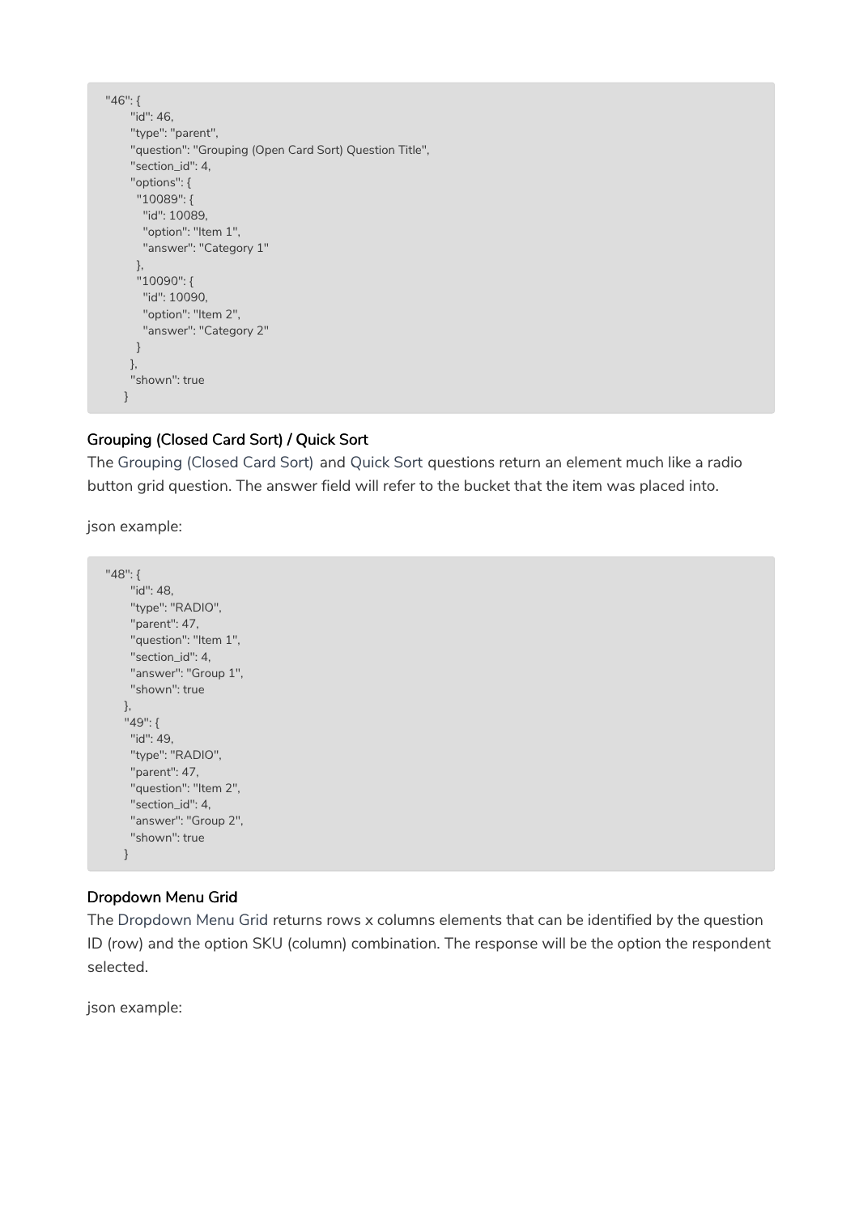```
"46": {
      "id": 46,
      "type": "parent",
      "question": "Grouping (Open Card Sort) Question Title",
      "section_id": 4,
      "options": {
       "10089": {
         "id": 10089,
         "option": "Item 1",
         "answer": "Category 1"
       },
       "10090": {
         "id": 10090,
         "option": "Item 2",
         "answer": "Category 2"
       }
      },
      "shown": true
    }
```

### Grouping (Closed Card Sort) / Quick Sort

The Grouping (Closed Card Sort) and Quick Sort questions return an element much like a radio button grid question. The answer field will refer to the bucket that the item was placed into.

json example:

```
"48": {
      "id": 48,
      "type": "RADIO",
      "parent": 47,
      "question": "Item 1",
      "section_id": 4,
      "answer": "Group 1",
      "shown": true
    },
    "49": {
      "id": 49,
      "type": "RADIO",
      "parent": 47,
      "question": "Item 2",
      "section_id": 4,
      "answer": "Group 2",
      "shown": true
    }
```

### Dropdown Menu Grid

The Dropdown Menu Grid returns rows x columns elements that can be identified by the question ID (row) and the option SKU (column) combination. The response will be the option the respondent selected.

json example: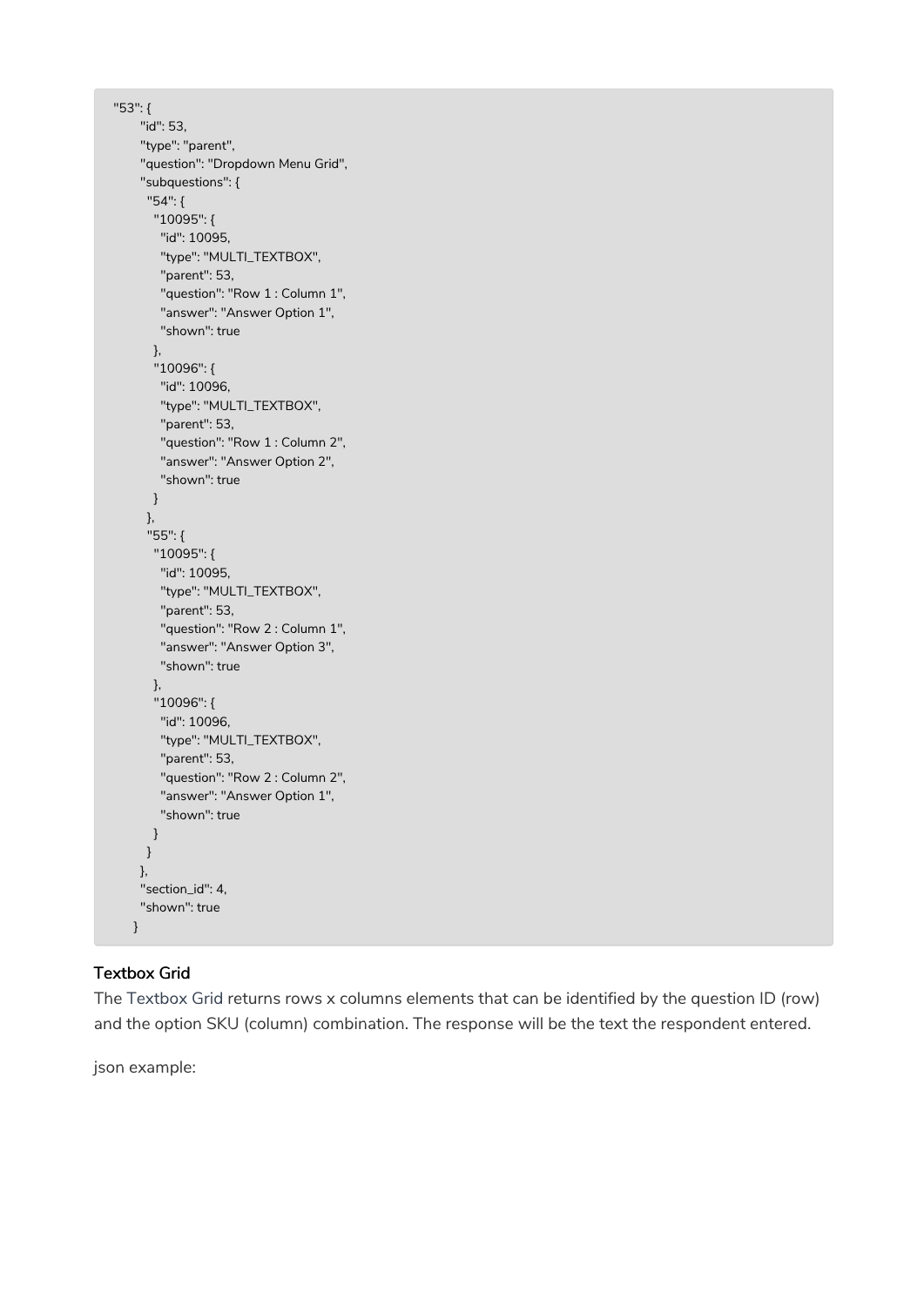```
"53": {
      "id": 53,
      "type": "parent",
      "question": "Dropdown Menu Grid",
      "subquestions": {
        "54": {
          "10095": {
            "id": 10095,
            "type": "MULTI_TEXTBOX",
            "parent": 53,
            "question": "Row 1 : Column 1",
            "answer": "Answer Option 1",
            "shown": true
          },
          "10096": {
            "id": 10096,
            "type": "MULTI_TEXTBOX",
            "parent": 53,
            "question": "Row 1 : Column 2",
            "answer": "Answer Option 2",
            "shown": true
          }
        },
        "55": {
          "10095": {
            "id": 10095,
            "type": "MULTI_TEXTBOX",
            "parent": 53,
            "question": "Row 2 : Column 1",
            "answer": "Answer Option 3",
            "shown": true
          },
          "10096": {
            "id": 10096,
            "type": "MULTI_TEXTBOX",
            "parent": 53,
            "question": "Row 2 : Column 2",
            "answer": "Answer Option 1",
            "shown": true
          }
        }
      },
      "section_id": 4,
      "shown": true
    }
```

**Textbox Grid**

The Textbox Grid returns rows x columns elements that can be identified by the question ID (row) and the option SKU (column) combination. The response will be the text the respondent entered.

json example: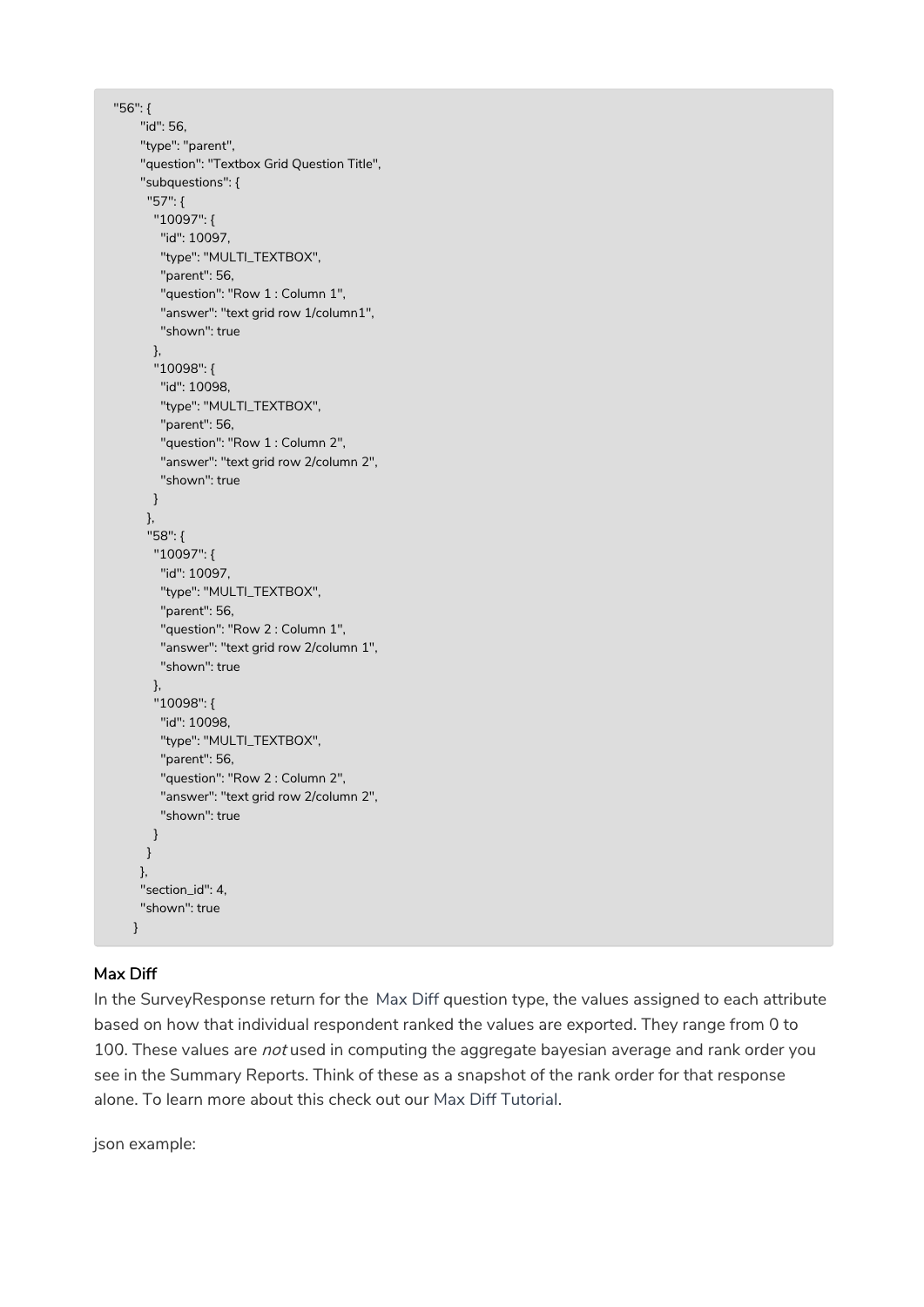```
"56": {
    "id": 56,
    "type": "parent",
    "question": "Textbox Grid Question Title",
    "subquestions": {
     "57": {
      "10097": {
       "id": 10097,
       "type": "MULTI_TEXTBOX",
       "parent": 56,
       "question": "Row 1 : Column 1",
       "answer": "text grid row 1/column1",
       "shown": true
      },
      "10098": {
       "id": 10098,
       "type": "MULTI_TEXTBOX",
       "parent": 56,
       "question": "Row 1 : Column 2",
       "answer": "text grid row 2/column 2",
       "shown": true
      }
     },
     "58": {
      "10097": {
       "id": 10097,
       "type": "MULTI_TEXTBOX",
       "parent": 56,
       "question": "Row 2 : Column 1",
       "answer": "text grid row 2/column 1",
       "shown": true
      },
      "10098": {
       "id": 10098,
       "type": "MULTI_TEXTBOX",
       "parent": 56,
       "question": "Row 2 : Column 2",
       "answer": "text grid row 2/column 2",
       "shown": true
      }
     }
    },
    "section_id": 4,
    "shown": true
   }
```

### Max Diff

In the SurveyResponse return for the Max Diff question type, the values assigned to each attribute based on how that individual respondent ranked the values are exported. They range from 0 to 100. These values are *not* used in computing the aggregate bayesian average and rank order you see in the Summary Reports. Think of these as a snapshot of the rank order for that response alone. To learn more about this check out our Max Diff Tutorial.

json example: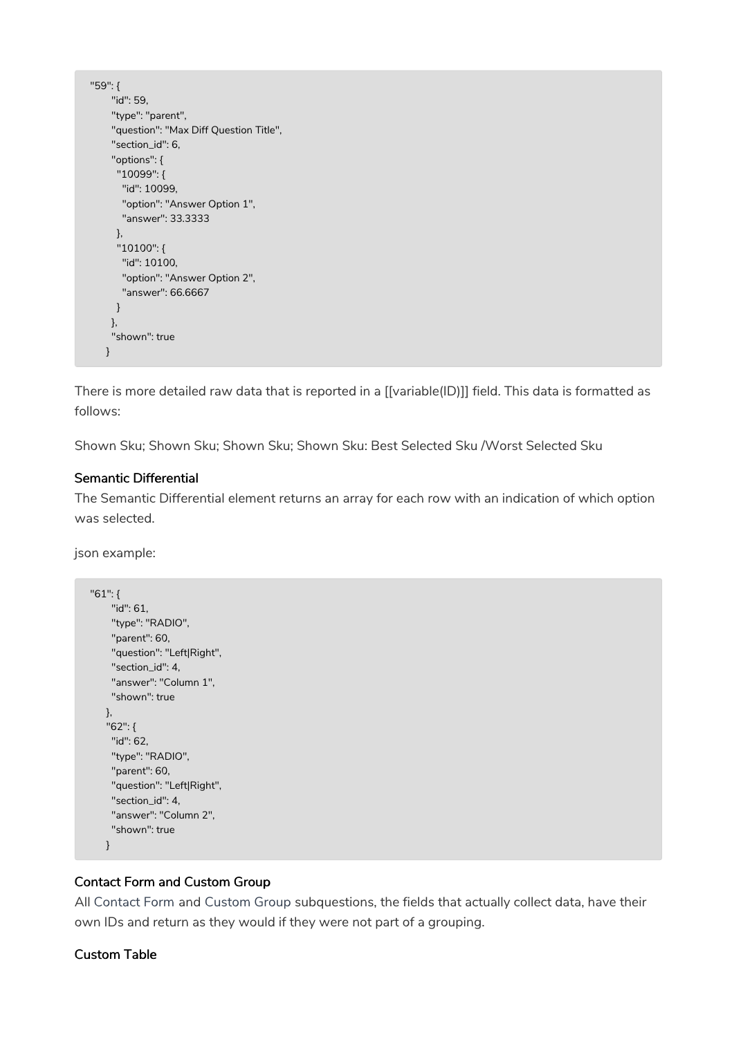```
"59": {
    "id": 59,
    "type": "parent",
    "question": "Max Diff Question Title",
    "section_id": 6,
    "options": {
      "10099": {
        "id": 10099,
        "option": "Answer Option 1",
        "answer": 33.3333
      },
      "10100": {
        "id": 10100,
        "option": "Answer Option 2",
        "answer": 66.6667
      }
    },
    "shown": true
  }
```

There is more detailed raw data that is reported in a [[variable(ID)]] field. This data is formatted as follows:

Shown Sku; Shown Sku; Shown Sku; Shown Sku: Best Selected Sku /Worst Selected Sku

#### Semantic Differential

The Semantic Differential element returns an array for each row with an indication of which option was selected.

json example:

```
"61": {
    "id": 61,
    "type": "RADIO",
    "parent": 60,
    "question": "Left|Right",
    "section_id": 4,
    "answer": "Column 1",
    "shown": true
  },
  "62": {
    "id": 62,
    "type": "RADIO",
    "parent": 60,
    "question": "Left|Right",
    "section_id": 4,
    "answer": "Column 2",
    "shown": true
  }
```

#### Contact Form and Custom Group

All Contact Form and Custom Group subquestions, the fields that actually collect data, have their own IDs and return as they would if they were not part of a grouping.

#### Custom Table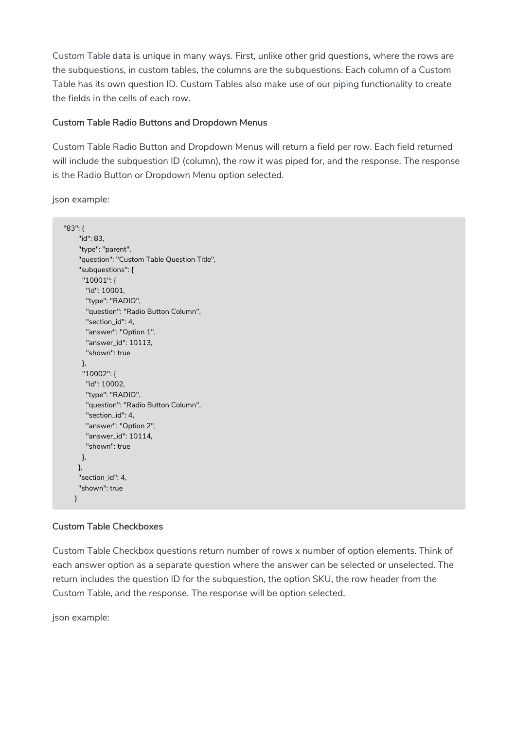Custom Table data is unique in many ways. First, unlike other grid questions, where the rows are the subquestions, in custom tables, the columns are the subquestions. Each column of a Custom Table has its own question ID. Custom Tables also make use of our piping functionality to create the fields in the cells of each row.

### Custom Table Radio Buttons and Dropdown Menus

Custom Table Radio Button and Dropdown Menus will return a field per row. Each field returned will include the subquestion ID (column), the row it was piped for, and the response. The response is the Radio Button or Dropdown Menu option selected.

json example:

```
"83": {
    "id": 83,
    "type": "parent",
    "question": "Custom Table Question Title",
    "subquestions": {
      "10001": {
        "id": 10001,
        "type": "RADIO",
        "question": "Radio Button Column",
        "section_id": 4,
        "answer": "Option 1",
        "answer_id": 10113,
        "shown": true
      },
      "10002": {
        "id": 10002,
        "type": "RADIO",
        "question": "Radio Button Column",
        "section_id": 4,
        "answer": "Option 2",
        "answer_id": 10114,
        "shown": true
      },
    },
    "section_id": 4,
    "shown": true
  }
```

### Custom Table Checkboxes

Custom Table Checkbox questions return number of rows x number of option elements. Think of each answer option as a separate question where the answer can be selected or unselected. The return includes the question ID for the subquestion, the option SKU, the row header from the Custom Table, and the response. The response will be option selected.

json example: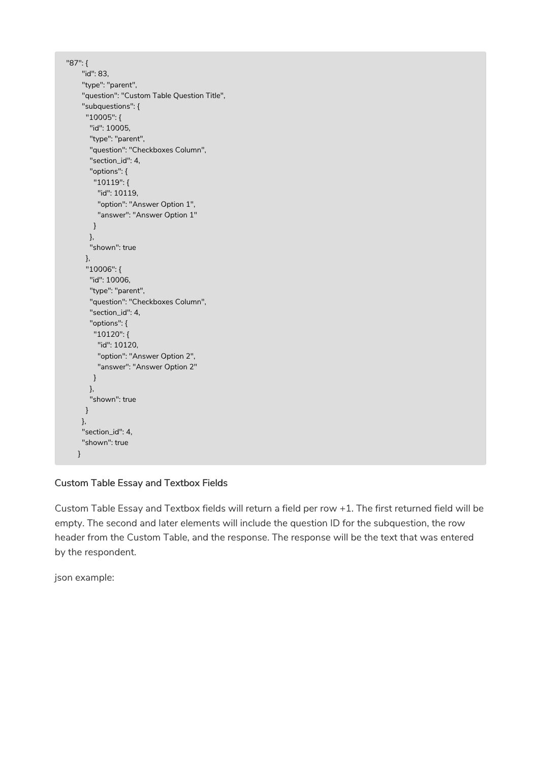```
"87": {
    "id": 83,
    "type": "parent",
    "question": "Custom Table Question Title",
    "subquestions": {
      "10005": {
        "id": 10005,
        "type": "parent",
        "question": "Checkboxes Column",
        "section_id": 4,
        "options": {
          "10119": {
            "id": 10119,
            "option": "Answer Option 1",
            "answer": "Answer Option 1"
          }
        },
        "shown": true
      },
      "10006": {
        "id": 10006,
        "type": "parent",
        "question": "Checkboxes Column",
        "section_id": 4,
        "options": {
          "10120": {
            "id": 10120,
            "option": "Answer Option 2",
            "answer": "Answer Option 2"
          }
        },
        "shown": true
      }
    },
    "section_id": 4,
    "shown": true
  }
```

### Custom Table Essay and Textbox Fields

Custom Table Essay and Textbox fields will return a field per row +1. The first returned field will be empty. The second and later elements will include the question ID for the subquestion, the row header from the Custom Table, and the response. The response will be the text that was entered by the respondent.

json example: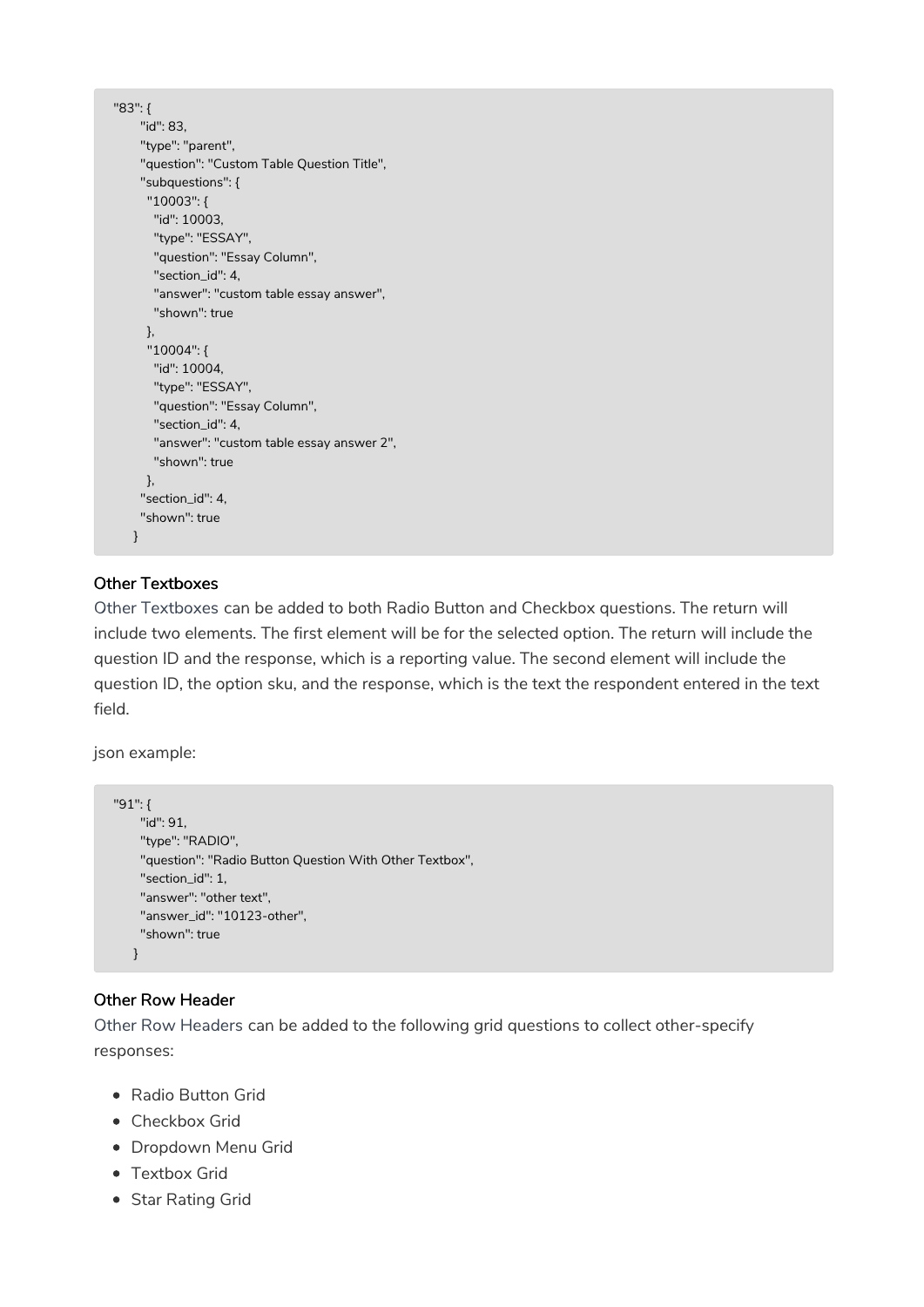```
"83": {
      "id": 83,
      "type": "parent",
      "question": "Custom Table Question Title",
      "subquestions": {
        "10003": {
          "id": 10003,
          "type": "ESSAY",
          "question": "Essay Column",
          "section_id": 4,
          "answer": "custom table essay answer",
          "shown": true
        },
        "10004": {
          "id": 10004,
          "type": "ESSAY",
          "question": "Essay Column",
          "section_id": 4,
          "answer": "custom table essay answer 2",
          "shown": true
        },
      "section_id": 4,
      "shown": true
    }
```

#### Other Textboxes

Other Textboxes can be added to both Radio Button and Checkbox questions. The return will include two elements. The first element will be for the selected option. The return will include the question ID and the response, which is a reporting value. The second element will include the question ID, the option sku, and the response, which is the text the respondent entered in the text field.

json example:

```
"91": {
      "id": 91,
      "type": "RADIO",
      "question": "Radio Button Question With Other Textbox",
      "section_id": 1,
      "answer": "other text",
      "answer_id": "10123-other",
      "shown": true
    }
```

#### Other Row Header

Other Row Headers can be added to the following grid questions to collect other-specify responses:

- Radio Button Grid
- Checkbox Grid
- Dropdown Menu Grid
- Textbox Grid
- Star Rating Grid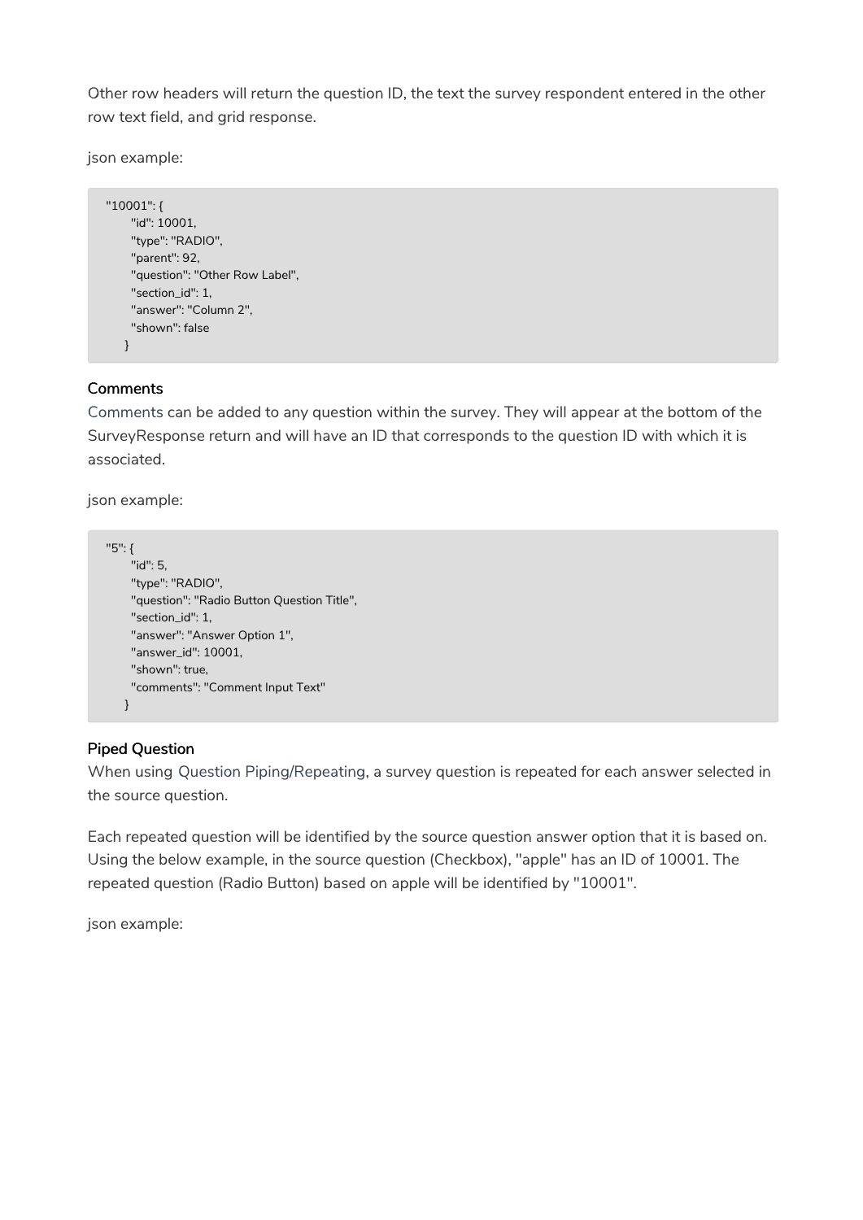Other row headers will return the question ID, the text the survey respondent entered in the other row text field, and grid response.

json example:

```
"10001": {
    "id": 10001,
    "type": "RADIO",
    "parent": 92,
    "question": "Other Row Label",
    "section_id": 1,
    "answer": "Column 2",
    "shown": false
  }
```

### Comments

Comments can be added to any question within the survey. They will appear at the bottom of the SurveyResponse return and will have an ID that corresponds to the question ID with which it is associated.

json example:

```
"5": {
    "id": 5,
    "type": "RADIO",
    "question": "Radio Button Question Title",
    "section_id": 1,
    "answer": "Answer Option 1",
    "answer_id": 10001,
    "shown": true,
    "comments": "Comment Input Text"
  }
```

### Piped Question

When using Question Piping/Repeating, a survey question is repeated for each answer selected in the source question.

Each repeated question will be identified by the source question answer option that it is based on. Using the below example, in the source question (Checkbox), "apple" has an ID of 10001. The repeated question (Radio Button) based on apple will be identified by "10001".

json example: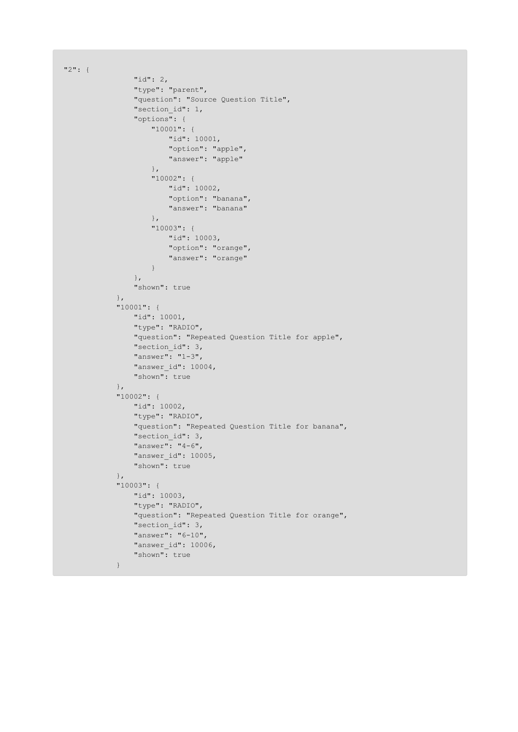```
"2": {
            "id": 2,
            "type": "parent",
            "question": "Source Question Title",
            "section_id": 1,
            "options": {
                "10001": {
                    "id": 10001,
                    "option": "apple",
                    "answer": "apple"
                },
                "10002": {
                    "id": 10002,
                    "option": "banana",
                    "answer": "banana"
                },
                "10003": {
                    "id": 10003,
                    "option": "orange",
                    "answer": "orange"
                }
            },
            "shown": true
        },
        "10001": {
            "id": 10001,
            "type": "RADIO",
            "question": "Repeated Question Title for apple",
            "section_id": 3,
            "answer": "1-3",
            "answer_id": 10004,
            "shown": true
        },
        "10002": {
            "id": 10002,
            "type": "RADIO",
            "question": "Repeated Question Title for banana",
            "section_id": 3,
            "answer": "4-6",
            "answer_id": 10005,
            "shown": true
        },
        "10003": {
            "id": 10003,
            "type": "RADIO",
            "question": "Repeated Question Title for orange",
            "section_id": 3,
            "answer": "6-10",
            "answer_id": 10006,
            "shown": true
        }
```